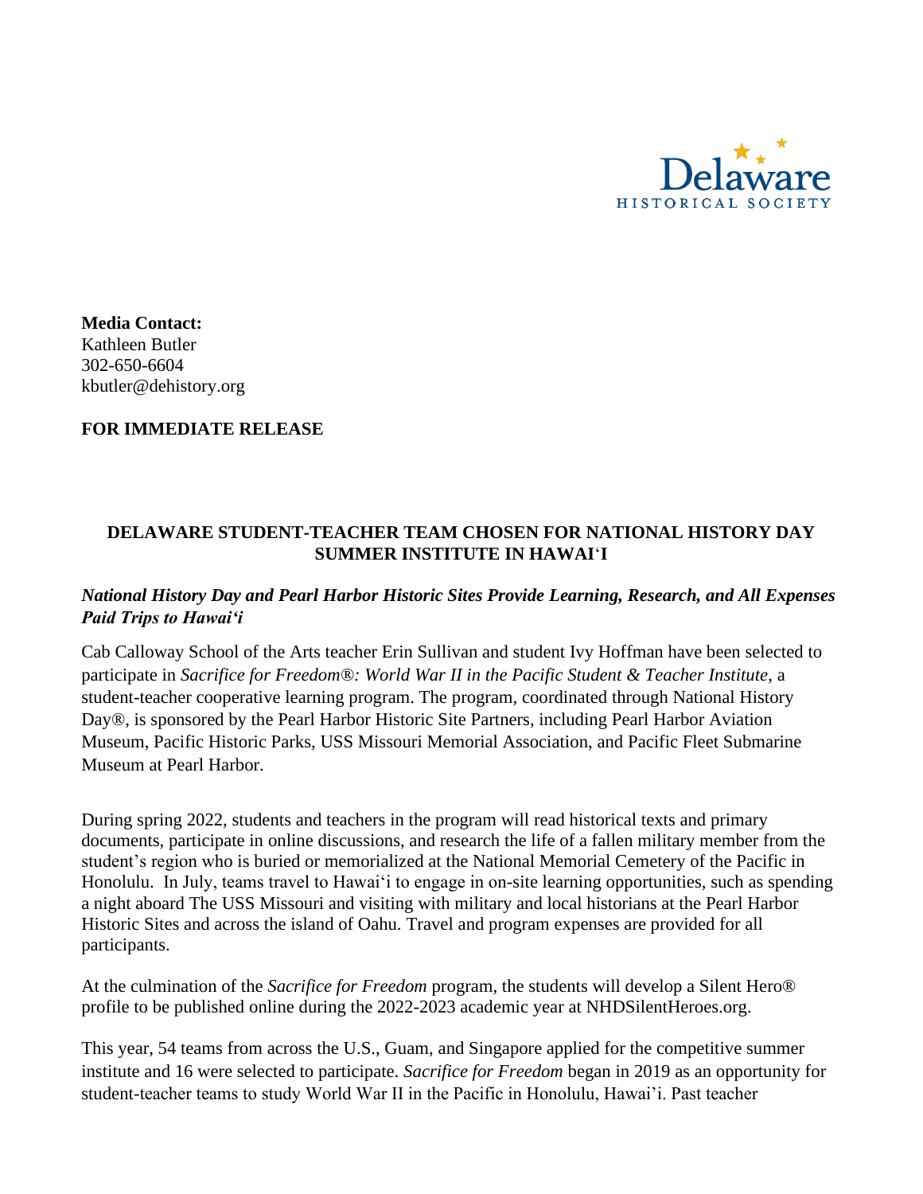Delaware HISTORICAL SOCIETY

**Media Contact:**
Kathleen Butler
302-650-6604
kbutler@dehistory.org

**FOR IMMEDIATE RELEASE**

# DELAWARE STUDENT-TEACHER TEAM CHOSEN FOR NATIONAL HISTORY DAY SUMMER INSTITUTE IN HAWAI'I

### *National History Day and Pearl Harbor Historic Sites Provide Learning, Research, and All Expenses Paid Trips to Hawai'i*

Cab Calloway School of the Arts teacher Erin Sullivan and student Ivy Hoffman have been selected to participate in *Sacrifice for Freedom®: World War II in the Pacific Student & Teacher Institute*, a student-teacher cooperative learning program. The program, coordinated through National History Day®, is sponsored by the Pearl Harbor Historic Site Partners, including Pearl Harbor Aviation Museum, Pacific Historic Parks, USS Missouri Memorial Association, and Pacific Fleet Submarine Museum at Pearl Harbor.

During spring 2022, students and teachers in the program will read historical texts and primary documents, participate in online discussions, and research the life of a fallen military member from the student's region who is buried or memorialized at the National Memorial Cemetery of the Pacific in Honolulu. In July, teams travel to Hawai'i to engage in on-site learning opportunities, such as spending a night aboard The USS Missouri and visiting with military and local historians at the Pearl Harbor Historic Sites and across the island of Oahu. Travel and program expenses are provided for all participants.

At the culmination of the *Sacrifice for Freedom* program, the students will develop a Silent Hero® profile to be published online during the 2022-2023 academic year at NHDSilentHeroes.org.

This year, 54 teams from across the U.S., Guam, and Singapore applied for the competitive summer institute and 16 were selected to participate. *Sacrifice for Freedom* began in 2019 as an opportunity for student-teacher teams to study World War II in the Pacific in Honolulu, Hawai'i. Past teacher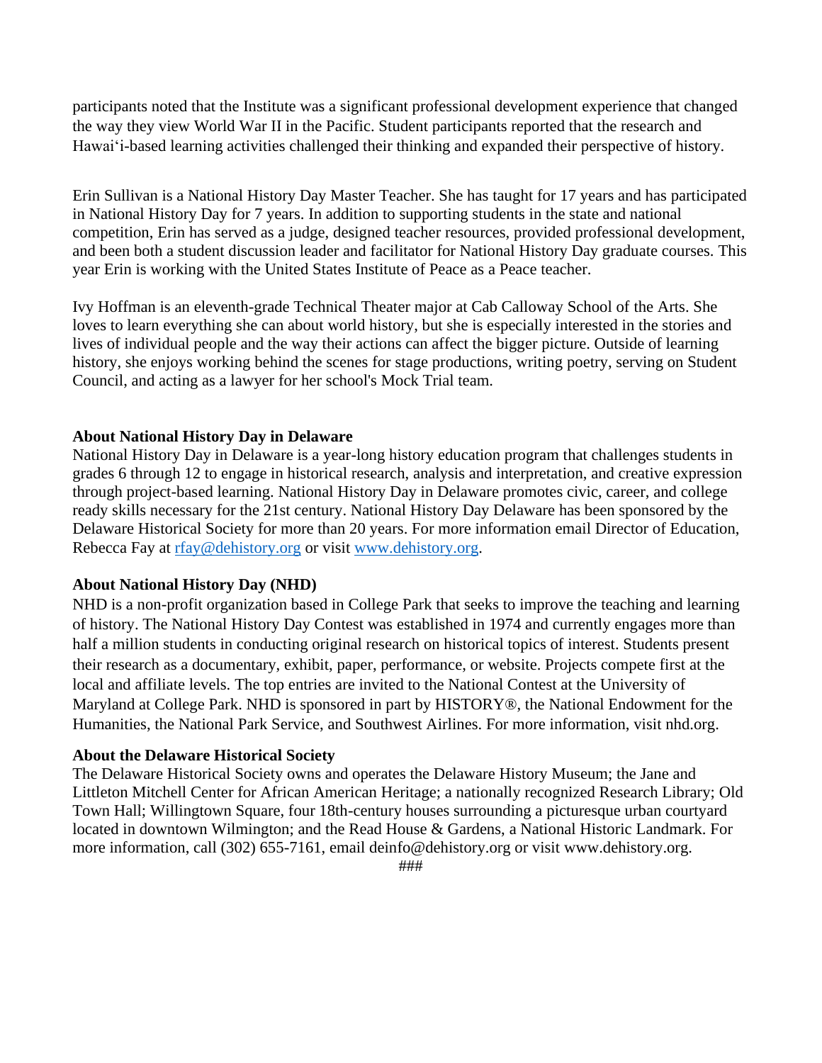participants noted that the Institute was a significant professional development experience that changed the way they view World War II in the Pacific. Student participants reported that the research and Hawaiʻi-based learning activities challenged their thinking and expanded their perspective of history.

Erin Sullivan is a National History Day Master Teacher. She has taught for 17 years and has participated in National History Day for 7 years. In addition to supporting students in the state and national competition, Erin has served as a judge, designed teacher resources, provided professional development, and been both a student discussion leader and facilitator for National History Day graduate courses. This year Erin is working with the United States Institute of Peace as a Peace teacher.

Ivy Hoffman is an eleventh-grade Technical Theater major at Cab Calloway School of the Arts. She loves to learn everything she can about world history, but she is especially interested in the stories and lives of individual people and the way their actions can affect the bigger picture. Outside of learning history, she enjoys working behind the scenes for stage productions, writing poetry, serving on Student Council, and acting as a lawyer for her school's Mock Trial team.

**About National History Day in Delaware**

National History Day in Delaware is a year-long history education program that challenges students in grades 6 through 12 to engage in historical research, analysis and interpretation, and creative expression through project-based learning. National History Day in Delaware promotes civic, career, and college ready skills necessary for the 21st century. National History Day Delaware has been sponsored by the Delaware Historical Society for more than 20 years. For more information email Director of Education, Rebecca Fay at rfay@dehistory.org or visit www.dehistory.org.

**About National History Day (NHD)**

NHD is a non-profit organization based in College Park that seeks to improve the teaching and learning of history. The National History Day Contest was established in 1974 and currently engages more than half a million students in conducting original research on historical topics of interest. Students present their research as a documentary, exhibit, paper, performance, or website. Projects compete first at the local and affiliate levels. The top entries are invited to the National Contest at the University of Maryland at College Park. NHD is sponsored in part by HISTORY®, the National Endowment for the Humanities, the National Park Service, and Southwest Airlines. For more information, visit nhd.org.

**About the Delaware Historical Society**

The Delaware Historical Society owns and operates the Delaware History Museum; the Jane and Littleton Mitchell Center for African American Heritage; a nationally recognized Research Library; Old Town Hall; Willingtown Square, four 18th-century houses surrounding a picturesque urban courtyard located in downtown Wilmington; and the Read House & Gardens, a National Historic Landmark. For more information, call (302) 655-7161, email deinfo@dehistory.org or visit www.dehistory.org.

###